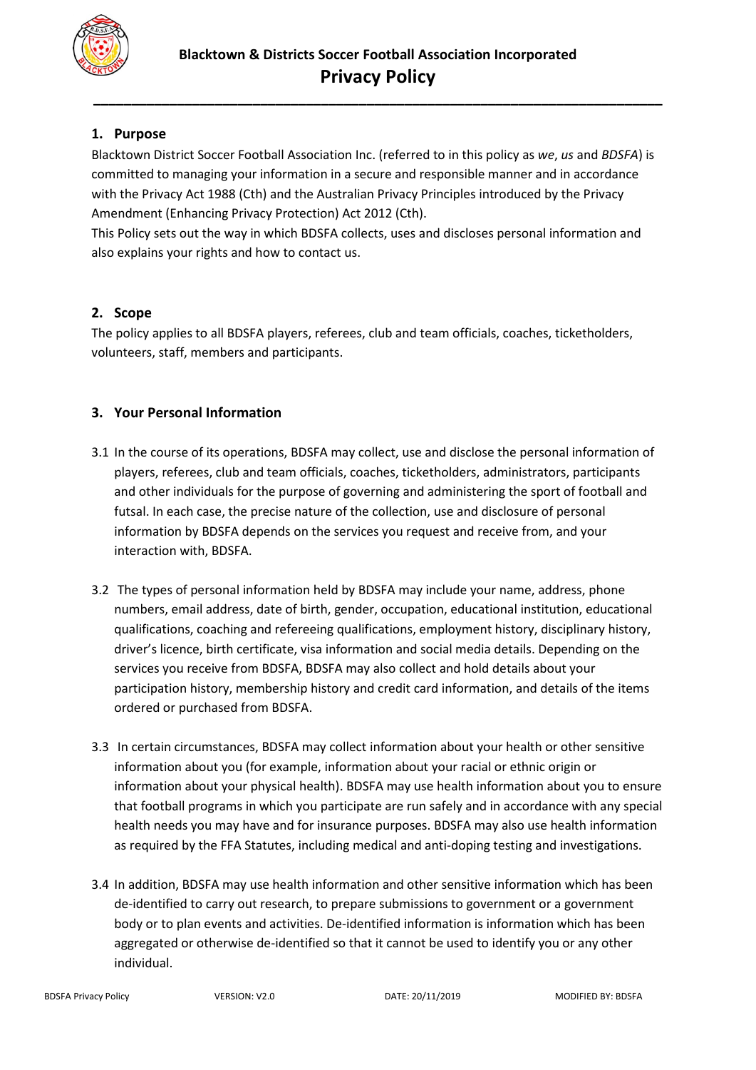# Blacktown & Districts Soccer Football Association Incorporated

# Privacy Policy

## 1. Purpose

Blacktown District Soccer Football Association Inc. (referred to in this policy as *we*, *us* and *BDSFA*) is committed to managing your information in a secure and responsible manner and in accordance with the Privacy Act 1988 (Cth) and the Australian Privacy Principles introduced by the Privacy Amendment (Enhancing Privacy Protection) Act 2012 (Cth).

This Policy sets out the way in which BDSFA collects, uses and discloses personal information and also explains your rights and how to contact us.

## 2. Scope

The policy applies to all BDSFA players, referees, club and team officials, coaches, ticketholders, volunteers, staff, members and participants.

## 3. Your Personal Information

3.1 In the course of its operations, BDSFA may collect, use and disclose the personal information of players, referees, club and team officials, coaches, ticketholders, administrators, participants and other individuals for the purpose of governing and administering the sport of football and futsal. In each case, the precise nature of the collection, use and disclosure of personal information by BDSFA depends on the services you request and receive from, and your interaction with, BDSFA.

3.2 The types of personal information held by BDSFA may include your name, address, phone numbers, email address, date of birth, gender, occupation, educational institution, educational qualifications, coaching and refereeing qualifications, employment history, disciplinary history, driver's licence, birth certificate, visa information and social media details. Depending on the services you receive from BDSFA, BDSFA may also collect and hold details about your participation history, membership history and credit card information, and details of the items ordered or purchased from BDSFA.

3.3 In certain circumstances, BDSFA may collect information about your health or other sensitive information about you (for example, information about your racial or ethnic origin or information about your physical health). BDSFA may use health information about you to ensure that football programs in which you participate are run safely and in accordance with any special health needs you may have and for insurance purposes. BDSFA may also use health information as required by the FFA Statutes, including medical and anti-doping testing and investigations.

3.4 In addition, BDSFA may use health information and other sensitive information which has been de-identified to carry out research, to prepare submissions to government or a government body or to plan events and activities. De-identified information is information which has been aggregated or otherwise de-identified so that it cannot be used to identify you or any other individual.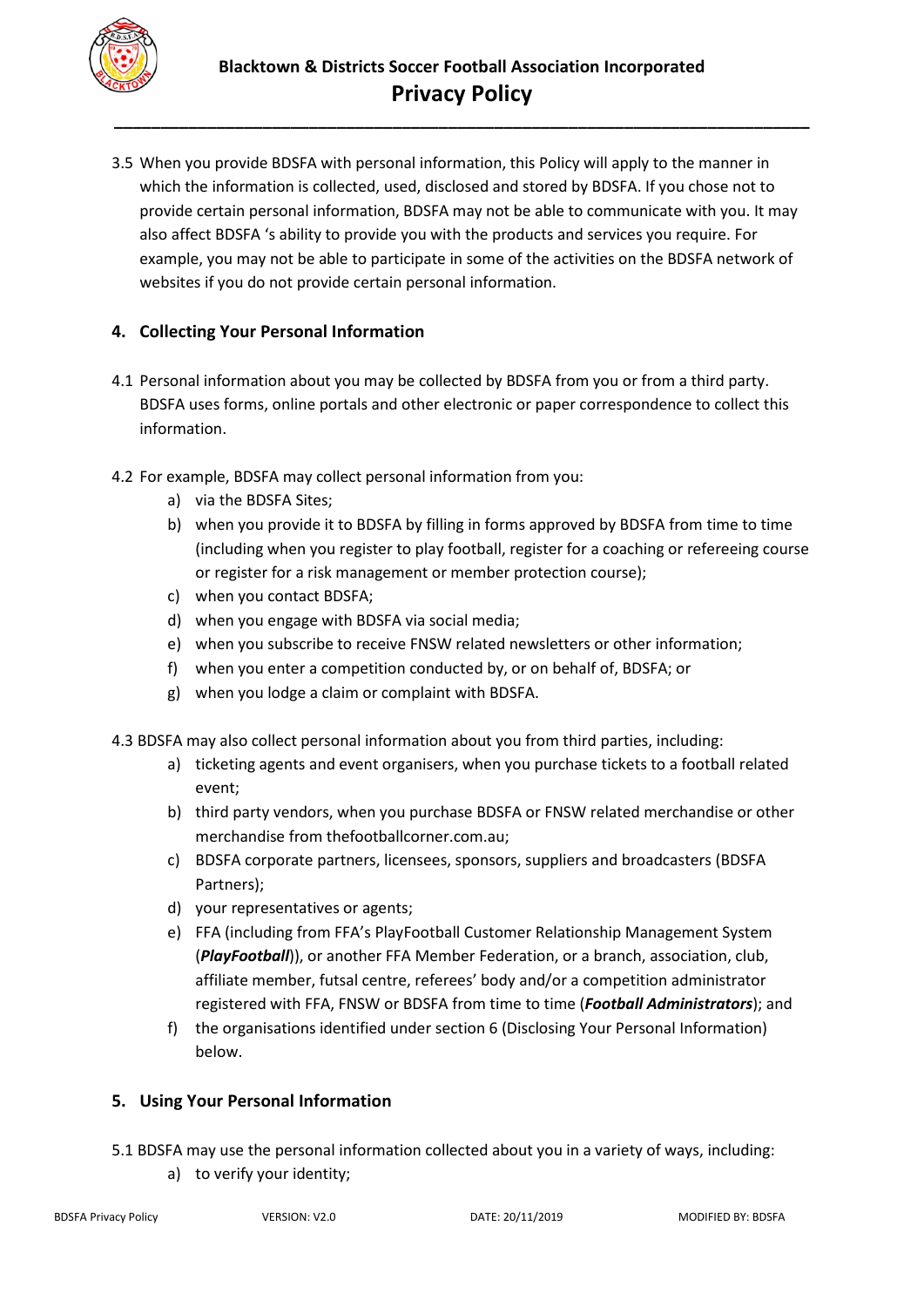3.5 When you provide BDSFA with personal information, this Policy will apply to the manner in which the information is collected, used, disclosed and stored by BDSFA. If you chose not to provide certain personal information, BDSFA may not be able to communicate with you. It may also affect BDSFA 's ability to provide you with the products and services you require. For example, you may not be able to participate in some of the activities on the BDSFA network of websites if you do not provide certain personal information.

## 4. Collecting Your Personal Information

4.1 Personal information about you may be collected by BDSFA from you or from a third party. BDSFA uses forms, online portals and other electronic or paper correspondence to collect this information.

4.2 For example, BDSFA may collect personal information from you:

a) via the BDSFA Sites;
b) when you provide it to BDSFA by filling in forms approved by BDSFA from time to time (including when you register to play football, register for a coaching or refereeing course or register for a risk management or member protection course);
c) when you contact BDSFA;
d) when you engage with BDSFA via social media;
e) when you subscribe to receive FNSW related newsletters or other information;
f) when you enter a competition conducted by, or on behalf of, BDSFA; or
g) when you lodge a claim or complaint with BDSFA.

4.3 BDSFA may also collect personal information about you from third parties, including:

a) ticketing agents and event organisers, when you purchase tickets to a football related event;
b) third party vendors, when you purchase BDSFA or FNSW related merchandise or other merchandise from thefootballcorner.com.au;
c) BDSFA corporate partners, licensees, sponsors, suppliers and broadcasters (BDSFA Partners);
d) your representatives or agents;
e) FFA (including from FFA's PlayFootball Customer Relationship Management System (***PlayFootball***)), or another FFA Member Federation, or a branch, association, club, affiliate member, futsal centre, referees' body and/or a competition administrator registered with FFA, FNSW or BDSFA from time to time (***Football Administrators***); and
f) the organisations identified under section 6 (Disclosing Your Personal Information) below.

## 5. Using Your Personal Information

5.1 BDSFA may use the personal information collected about you in a variety of ways, including:

a) to verify your identity;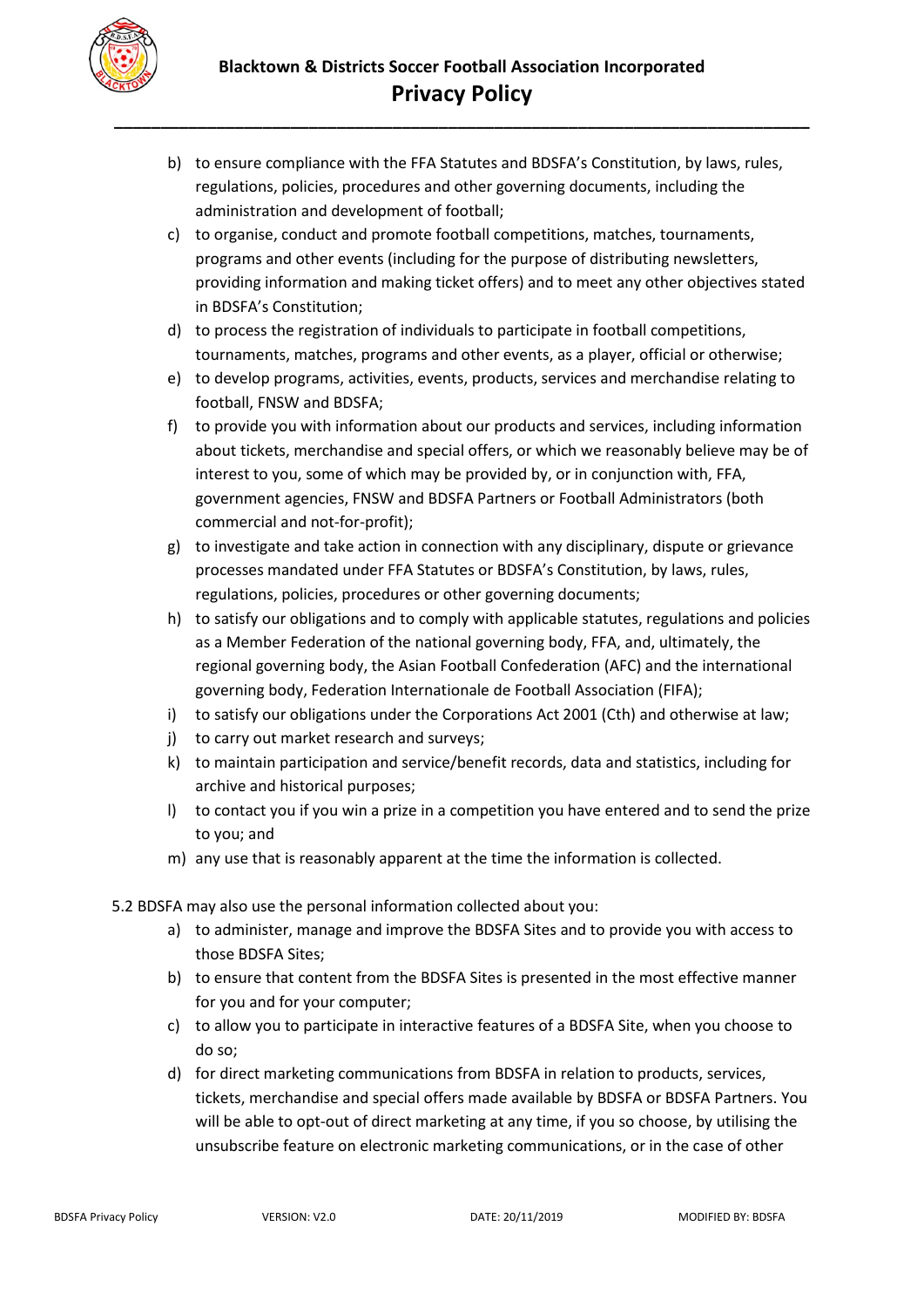b) to ensure compliance with the FFA Statutes and BDSFA's Constitution, by laws, rules, regulations, policies, procedures and other governing documents, including the administration and development of football;

c) to organise, conduct and promote football competitions, matches, tournaments, programs and other events (including for the purpose of distributing newsletters, providing information and making ticket offers) and to meet any other objectives stated in BDSFA's Constitution;

d) to process the registration of individuals to participate in football competitions, tournaments, matches, programs and other events, as a player, official or otherwise;

e) to develop programs, activities, events, products, services and merchandise relating to football, FNSW and BDSFA;

f) to provide you with information about our products and services, including information about tickets, merchandise and special offers, or which we reasonably believe may be of interest to you, some of which may be provided by, or in conjunction with, FFA, government agencies, FNSW and BDSFA Partners or Football Administrators (both commercial and not-for-profit);

g) to investigate and take action in connection with any disciplinary, dispute or grievance processes mandated under FFA Statutes or BDSFA's Constitution, by laws, rules, regulations, policies, procedures or other governing documents;

h) to satisfy our obligations and to comply with applicable statutes, regulations and policies as a Member Federation of the national governing body, FFA, and, ultimately, the regional governing body, the Asian Football Confederation (AFC) and the international governing body, Federation Internationale de Football Association (FIFA);

i) to satisfy our obligations under the Corporations Act 2001 (Cth) and otherwise at law;

j) to carry out market research and surveys;

k) to maintain participation and service/benefit records, data and statistics, including for archive and historical purposes;

l) to contact you if you win a prize in a competition you have entered and to send the prize to you; and

m) any use that is reasonably apparent at the time the information is collected.

5.2 BDSFA may also use the personal information collected about you:

a) to administer, manage and improve the BDSFA Sites and to provide you with access to those BDSFA Sites;

b) to ensure that content from the BDSFA Sites is presented in the most effective manner for you and for your computer;

c) to allow you to participate in interactive features of a BDSFA Site, when you choose to do so;

d) for direct marketing communications from BDSFA in relation to products, services, tickets, merchandise and special offers made available by BDSFA or BDSFA Partners. You will be able to opt-out of direct marketing at any time, if you so choose, by utilising the unsubscribe feature on electronic marketing communications, or in the case of other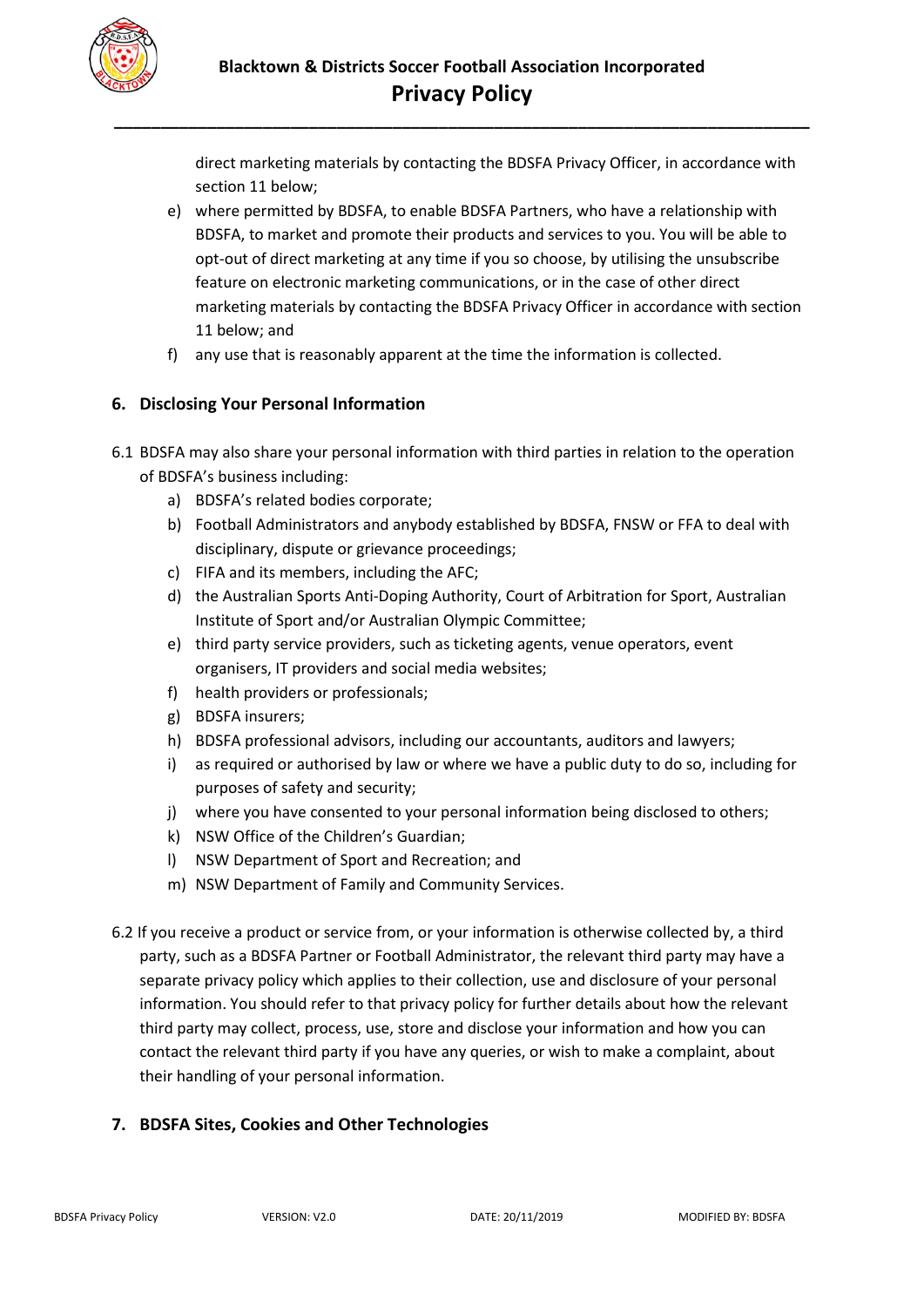direct marketing materials by contacting the BDSFA Privacy Officer, in accordance with section 11 below;

e) where permitted by BDSFA, to enable BDSFA Partners, who have a relationship with BDSFA, to market and promote their products and services to you. You will be able to opt-out of direct marketing at any time if you so choose, by utilising the unsubscribe feature on electronic marketing communications, or in the case of other direct marketing materials by contacting the BDSFA Privacy Officer in accordance with section 11 below; and

f) any use that is reasonably apparent at the time the information is collected.

## 6. Disclosing Your Personal Information

6.1 BDSFA may also share your personal information with third parties in relation to the operation of BDSFA's business including:

a) BDSFA's related bodies corporate;
b) Football Administrators and anybody established by BDSFA, FNSW or FFA to deal with disciplinary, dispute or grievance proceedings;
c) FIFA and its members, including the AFC;
d) the Australian Sports Anti-Doping Authority, Court of Arbitration for Sport, Australian Institute of Sport and/or Australian Olympic Committee;
e) third party service providers, such as ticketing agents, venue operators, event organisers, IT providers and social media websites;
f) health providers or professionals;
g) BDSFA insurers;
h) BDSFA professional advisors, including our accountants, auditors and lawyers;
i) as required or authorised by law or where we have a public duty to do so, including for purposes of safety and security;
j) where you have consented to your personal information being disclosed to others;
k) NSW Office of the Children's Guardian;
l) NSW Department of Sport and Recreation; and
m) NSW Department of Family and Community Services.

6.2 If you receive a product or service from, or your information is otherwise collected by, a third party, such as a BDSFA Partner or Football Administrator, the relevant third party may have a separate privacy policy which applies to their collection, use and disclosure of your personal information. You should refer to that privacy policy for further details about how the relevant third party may collect, process, use, store and disclose your information and how you can contact the relevant third party if you have any queries, or wish to make a complaint, about their handling of your personal information.

## 7. BDSFA Sites, Cookies and Other Technologies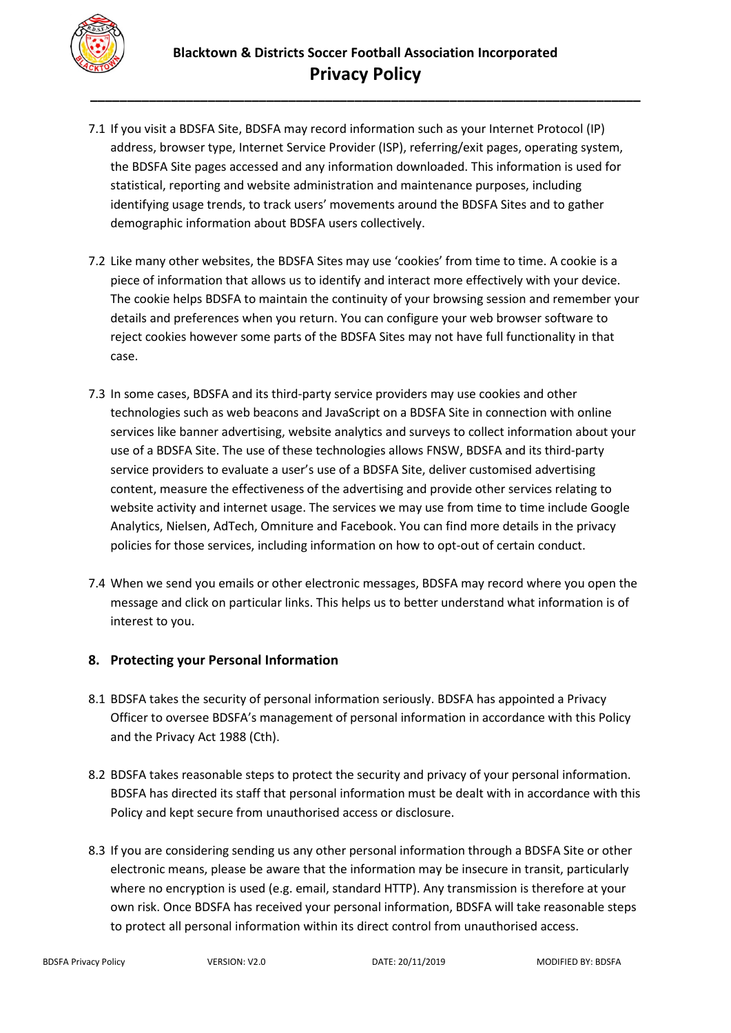7.1 If you visit a BDSFA Site, BDSFA may record information such as your Internet Protocol (IP) address, browser type, Internet Service Provider (ISP), referring/exit pages, operating system, the BDSFA Site pages accessed and any information downloaded. This information is used for statistical, reporting and website administration and maintenance purposes, including identifying usage trends, to track users' movements around the BDSFA Sites and to gather demographic information about BDSFA users collectively.

7.2 Like many other websites, the BDSFA Sites may use 'cookies' from time to time. A cookie is a piece of information that allows us to identify and interact more effectively with your device. The cookie helps BDSFA to maintain the continuity of your browsing session and remember your details and preferences when you return. You can configure your web browser software to reject cookies however some parts of the BDSFA Sites may not have full functionality in that case.

7.3 In some cases, BDSFA and its third-party service providers may use cookies and other technologies such as web beacons and JavaScript on a BDSFA Site in connection with online services like banner advertising, website analytics and surveys to collect information about your use of a BDSFA Site. The use of these technologies allows FNSW, BDSFA and its third-party service providers to evaluate a user's use of a BDSFA Site, deliver customised advertising content, measure the effectiveness of the advertising and provide other services relating to website activity and internet usage. The services we may use from time to time include Google Analytics, Nielsen, AdTech, Omniture and Facebook. You can find more details in the privacy policies for those services, including information on how to opt-out of certain conduct.

7.4 When we send you emails or other electronic messages, BDSFA may record where you open the message and click on particular links. This helps us to better understand what information is of interest to you.

## 8. Protecting your Personal Information

8.1 BDSFA takes the security of personal information seriously. BDSFA has appointed a Privacy Officer to oversee BDSFA's management of personal information in accordance with this Policy and the Privacy Act 1988 (Cth).

8.2 BDSFA takes reasonable steps to protect the security and privacy of your personal information. BDSFA has directed its staff that personal information must be dealt with in accordance with this Policy and kept secure from unauthorised access or disclosure.

8.3 If you are considering sending us any other personal information through a BDSFA Site or other electronic means, please be aware that the information may be insecure in transit, particularly where no encryption is used (e.g. email, standard HTTP). Any transmission is therefore at your own risk. Once BDSFA has received your personal information, BDSFA will take reasonable steps to protect all personal information within its direct control from unauthorised access.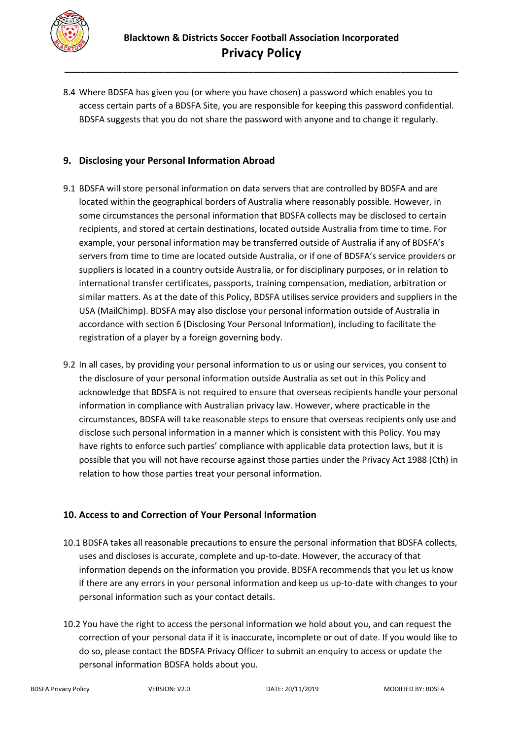8.4 Where BDSFA has given you (or where you have chosen) a password which enables you to access certain parts of a BDSFA Site, you are responsible for keeping this password confidential. BDSFA suggests that you do not share the password with anyone and to change it regularly.

## 9. Disclosing your Personal Information Abroad

9.1 BDSFA will store personal information on data servers that are controlled by BDSFA and are located within the geographical borders of Australia where reasonably possible. However, in some circumstances the personal information that BDSFA collects may be disclosed to certain recipients, and stored at certain destinations, located outside Australia from time to time. For example, your personal information may be transferred outside of Australia if any of BDSFA's servers from time to time are located outside Australia, or if one of BDSFA's service providers or suppliers is located in a country outside Australia, or for disciplinary purposes, or in relation to international transfer certificates, passports, training compensation, mediation, arbitration or similar matters. As at the date of this Policy, BDSFA utilises service providers and suppliers in the USA (MailChimp). BDSFA may also disclose your personal information outside of Australia in accordance with section 6 (Disclosing Your Personal Information), including to facilitate the registration of a player by a foreign governing body.

9.2 In all cases, by providing your personal information to us or using our services, you consent to the disclosure of your personal information outside Australia as set out in this Policy and acknowledge that BDSFA is not required to ensure that overseas recipients handle your personal information in compliance with Australian privacy law. However, where practicable in the circumstances, BDSFA will take reasonable steps to ensure that overseas recipients only use and disclose such personal information in a manner which is consistent with this Policy. You may have rights to enforce such parties' compliance with applicable data protection laws, but it is possible that you will not have recourse against those parties under the Privacy Act 1988 (Cth) in relation to how those parties treat your personal information.

## 10. Access to and Correction of Your Personal Information

10.1 BDSFA takes all reasonable precautions to ensure the personal information that BDSFA collects, uses and discloses is accurate, complete and up-to-date. However, the accuracy of that information depends on the information you provide. BDSFA recommends that you let us know if there are any errors in your personal information and keep us up-to-date with changes to your personal information such as your contact details.

10.2 You have the right to access the personal information we hold about you, and can request the correction of your personal data if it is inaccurate, incomplete or out of date. If you would like to do so, please contact the BDSFA Privacy Officer to submit an enquiry to access or update the personal information BDSFA holds about you.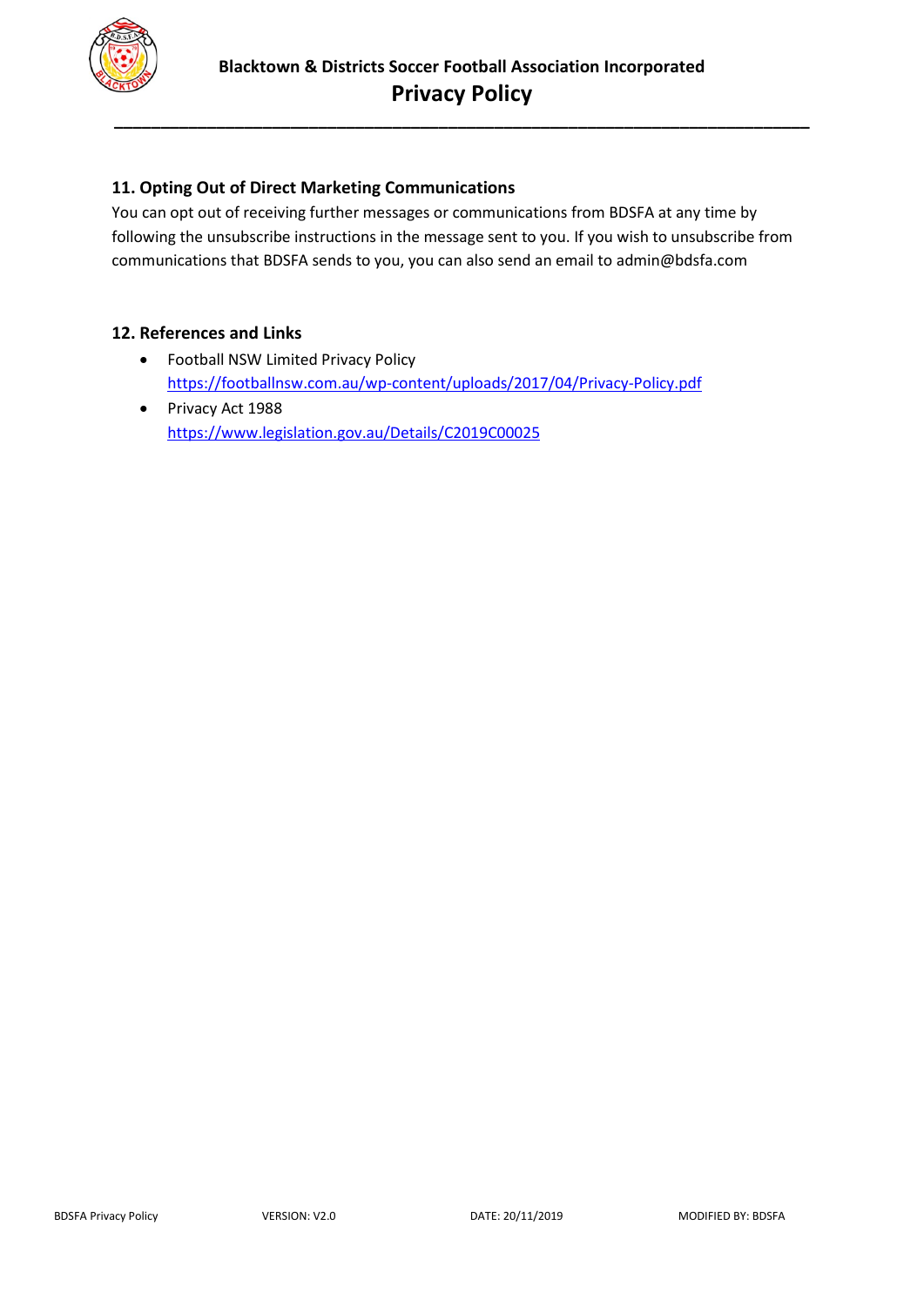## 11. Opting Out of Direct Marketing Communications

You can opt out of receiving further messages or communications from BDSFA at any time by following the unsubscribe instructions in the message sent to you. If you wish to unsubscribe from communications that BDSFA sends to you, you can also send an email to admin@bdsfa.com

## 12. References and Links

- Football NSW Limited Privacy Policy  
  https://footballnsw.com.au/wp-content/uploads/2017/04/Privacy-Policy.pdf
- Privacy Act 1988  
  https://www.legislation.gov.au/Details/C2019C00025